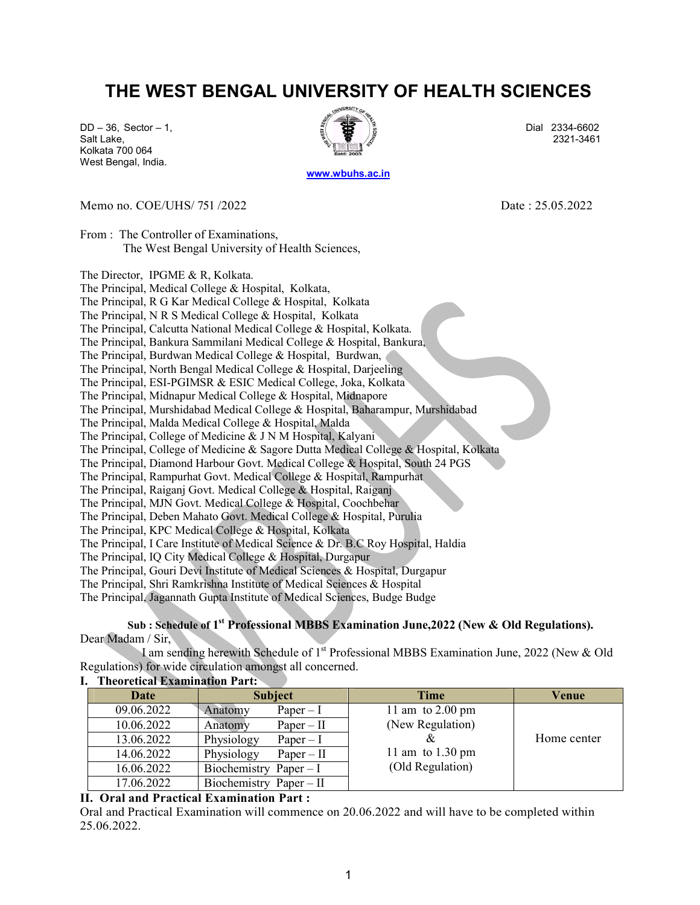# THE WEST BENGAL UNIVERSITY OF HEALTH SCIENCES

DD – 36, Sector – 1,
Salt Lake,
Kolkata 700 064
West Bengal, India.

Dial 2334-6602
2321-3461

www.wbuhs.ac.in

Memo no. COE/UHS/ 751 /2022

Date : 25.05.2022

From : The Controller of Examinations,
The West Bengal University of Health Sciences,

The Director, IPGME & R, Kolkata.
The Principal, Medical College & Hospital, Kolkata,
The Principal, R G Kar Medical College & Hospital, Kolkata
The Principal, N R S Medical College & Hospital, Kolkata
The Principal, Calcutta National Medical College & Hospital, Kolkata.
The Principal, Bankura Sammilani Medical College & Hospital, Bankura,
The Principal, Burdwan Medical College & Hospital, Burdwan,
The Principal, North Bengal Medical College & Hospital, Darjeeling
The Principal, ESI-PGIMSR & ESIC Medical College, Joka, Kolkata
The Principal, Midnapur Medical College & Hospital, Midnapore
The Principal, Murshidabad Medical College & Hospital, Baharampur, Murshidabad
The Principal, Malda Medical College & Hospital, Malda
The Principal, College of Medicine & J N M Hospital, Kalyani
The Principal, College of Medicine & Sagore Dutta Medical College & Hospital, Kolkata
The Principal, Diamond Harbour Govt. Medical College & Hospital, South 24 PGS
The Principal, Rampurhat Govt. Medical College & Hospital, Rampurhat
The Principal, Raiganj Govt. Medical College & Hospital, Raiganj
The Principal, MJN Govt. Medical College & Hospital, Coochbehar
The Principal, Deben Mahato Govt. Medical College & Hospital, Purulia
The Principal, KPC Medical College & Hospital, Kolkata
The Principal, I Care Institute of Medical Science & Dr. B.C Roy Hospital, Haldia
The Principal, IQ City Medical College & Hospital, Durgapur
The Principal, Gouri Devi Institute of Medical Sciences & Hospital, Durgapur
The Principal, Shri Ramkrishna Institute of Medical Sciences & Hospital
The Principal, Jagannath Gupta Institute of Medical Sciences, Budge Budge

**Sub : Schedule of 1st Professional MBBS Examination June,2022 (New & Old Regulations).**

Dear Madam / Sir,

I am sending herewith Schedule of 1st Professional MBBS Examination June, 2022 (New & Old Regulations) for wide circulation amongst all concerned.

**I. Theoretical Examination Part:**

| Date | Subject | Time | Venue |
|---|---|---|---|
| 09.06.2022 | Anatomy Paper – I | 11 am to 2.00 pm (New Regulation) & 11 am to 1.30 pm (Old Regulation) | Home center |
| 10.06.2022 | Anatomy Paper – II | | |
| 13.06.2022 | Physiology Paper – I | | |
| 14.06.2022 | Physiology Paper – II | | |
| 16.06.2022 | Biochemistry Paper – I | | |
| 17.06.2022 | Biochemistry Paper – II | | |

**II. Oral and Practical Examination Part :**

Oral and Practical Examination will commence on 20.06.2022 and will have to be completed within 25.06.2022.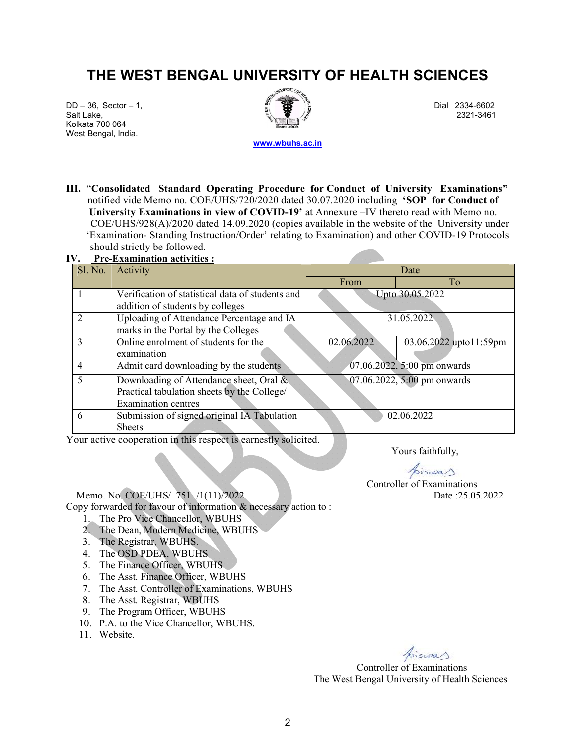# THE WEST BENGAL UNIVERSITY OF HEALTH SCIENCES

DD – 36, Sector – 1,
Salt Lake,
Kolkata 700 064
West Bengal, India.

Dial 2334-6602
2321-3461

www.wbuhs.ac.in

**III.** "**Consolidated Standard Operating Procedure for Conduct of University Examinations"** notified vide Memo no. COE/UHS/720/2020 dated 30.07.2020 including **'SOP for Conduct of University Examinations in view of COVID-19'** at Annexure –IV thereto read with Memo no. COE/UHS/928(A)/2020 dated 14.09.2020 (copies available in the website of the University under 'Examination- Standing Instruction/Order' relating to Examination) and other COVID-19 Protocols should strictly be followed.

**IV. Pre-Examination activities :**

| Sl. No. | Activity | Date | |
|---|---|---|---|
| | | From | To |
| 1 | Verification of statistical data of students and addition of students by colleges | Upto 30.05.2022 | |
| 2 | Uploading of Attendance Percentage and IA marks in the Portal by the Colleges | 31.05.2022 | |
| 3 | Online enrolment of students for the examination | 02.06.2022 | 03.06.2022 upto11:59pm |
| 4 | Admit card downloading by the students | 07.06.2022, 5:00 pm onwards | |
| 5 | Downloading of Attendance sheet, Oral & Practical tabulation sheets by the College/ Examination centres | 07.06.2022, 5:00 pm onwards | |
| 6 | Submission of signed original IA Tabulation Sheets | 02.06.2022 | |

Your active cooperation in this respect is earnestly solicited.

Yours faithfully,

Biswas
Controller of Examinations

Memo. No. COE/UHS/ 751 /1(11)/2022 Date :25.05.2022

Copy forwarded for favour of information & necessary action to :

1. The Pro Vice Chancellor, WBUHS
2. The Dean, Modern Medicine, WBUHS
3. The Registrar, WBUHS.
4. The OSD PDEA, WBUHS
5. The Finance Officer, WBUHS
6. The Asst. Finance Officer, WBUHS
7. The Asst. Controller of Examinations, WBUHS
8. The Asst. Registrar, WBUHS
9. The Program Officer, WBUHS
10. P.A. to the Vice Chancellor, WBUHS.
11. Website.

Biswas
Controller of Examinations
The West Bengal University of Health Sciences